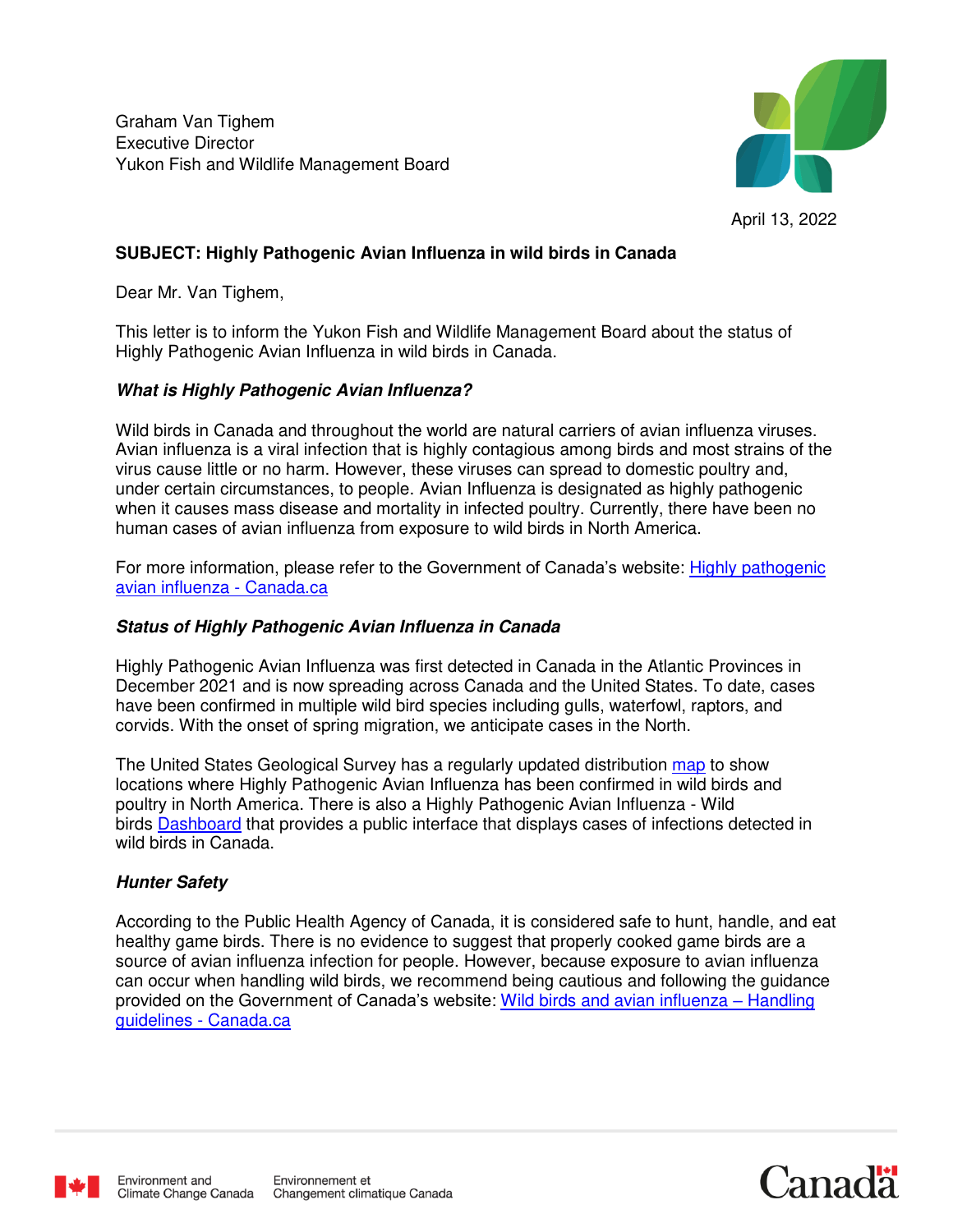Graham Van Tighem
Executive Director
Yukon Fish and Wildlife Management Board

April 13, 2022

**SUBJECT: Highly Pathogenic Avian Influenza in wild birds in Canada**

Dear Mr. Van Tighem,

This letter is to inform the Yukon Fish and Wildlife Management Board about the status of Highly Pathogenic Avian Influenza in wild birds in Canada.

***What is Highly Pathogenic Avian Influenza?***

Wild birds in Canada and throughout the world are natural carriers of avian influenza viruses. Avian influenza is a viral infection that is highly contagious among birds and most strains of the virus cause little or no harm. However, these viruses can spread to domestic poultry and, under certain circumstances, to people. Avian Influenza is designated as highly pathogenic when it causes mass disease and mortality in infected poultry. Currently, there have been no human cases of avian influenza from exposure to wild birds in North America.

For more information, please refer to the Government of Canada's website: Highly pathogenic avian influenza - Canada.ca

***Status of Highly Pathogenic Avian Influenza in Canada***

Highly Pathogenic Avian Influenza was first detected in Canada in the Atlantic Provinces in December 2021 and is now spreading across Canada and the United States. To date, cases have been confirmed in multiple wild bird species including gulls, waterfowl, raptors, and corvids. With the onset of spring migration, we anticipate cases in the North.

The United States Geological Survey has a regularly updated distribution map to show locations where Highly Pathogenic Avian Influenza has been confirmed in wild birds and poultry in North America. There is also a Highly Pathogenic Avian Influenza - Wild birds Dashboard that provides a public interface that displays cases of infections detected in wild birds in Canada.

***Hunter Safety***

According to the Public Health Agency of Canada, it is considered safe to hunt, handle, and eat healthy game birds. There is no evidence to suggest that properly cooked game birds are a source of avian influenza infection for people. However, because exposure to avian influenza can occur when handling wild birds, we recommend being cautious and following the guidance provided on the Government of Canada's website: Wild birds and avian influenza – Handling guidelines - Canada.ca

Environment and Climate Change Canada | Environnement et Changement climatique Canada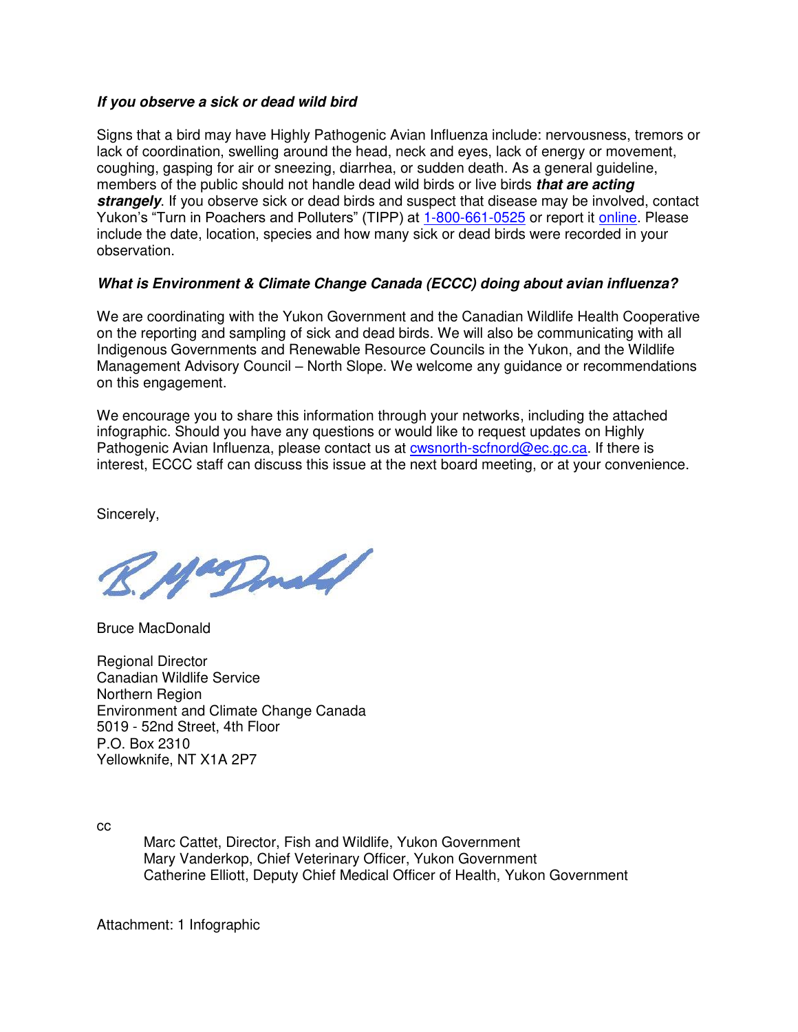***If you observe a sick or dead wild bird***

Signs that a bird may have Highly Pathogenic Avian Influenza include: nervousness, tremors or lack of coordination, swelling around the head, neck and eyes, lack of energy or movement, coughing, gasping for air or sneezing, diarrhea, or sudden death. As a general guideline, members of the public should not handle dead wild birds or live birds ***that are acting strangely***. If you observe sick or dead birds and suspect that disease may be involved, contact Yukon's "Turn in Poachers and Polluters" (TIPP) at 1-800-661-0525 or report it online. Please include the date, location, species and how many sick or dead birds were recorded in your observation.

***What is Environment & Climate Change Canada (ECCC) doing about avian influenza?***

We are coordinating with the Yukon Government and the Canadian Wildlife Health Cooperative on the reporting and sampling of sick and dead birds. We will also be communicating with all Indigenous Governments and Renewable Resource Councils in the Yukon, and the Wildlife Management Advisory Council – North Slope. We welcome any guidance or recommendations on this engagement.

We encourage you to share this information through your networks, including the attached infographic. Should you have any questions or would like to request updates on Highly Pathogenic Avian Influenza, please contact us at cwsnorth-scfnord@ec.gc.ca. If there is interest, ECCC staff can discuss this issue at the next board meeting, or at your convenience.

Sincerely,

Bruce MacDonald

Regional Director
Canadian Wildlife Service
Northern Region
Environment and Climate Change Canada
5019 - 52nd Street, 4th Floor
P.O. Box 2310
Yellowknife, NT X1A 2P7

cc

Marc Cattet, Director, Fish and Wildlife, Yukon Government
Mary Vanderkop, Chief Veterinary Officer, Yukon Government
Catherine Elliott, Deputy Chief Medical Officer of Health, Yukon Government

Attachment: 1 Infographic